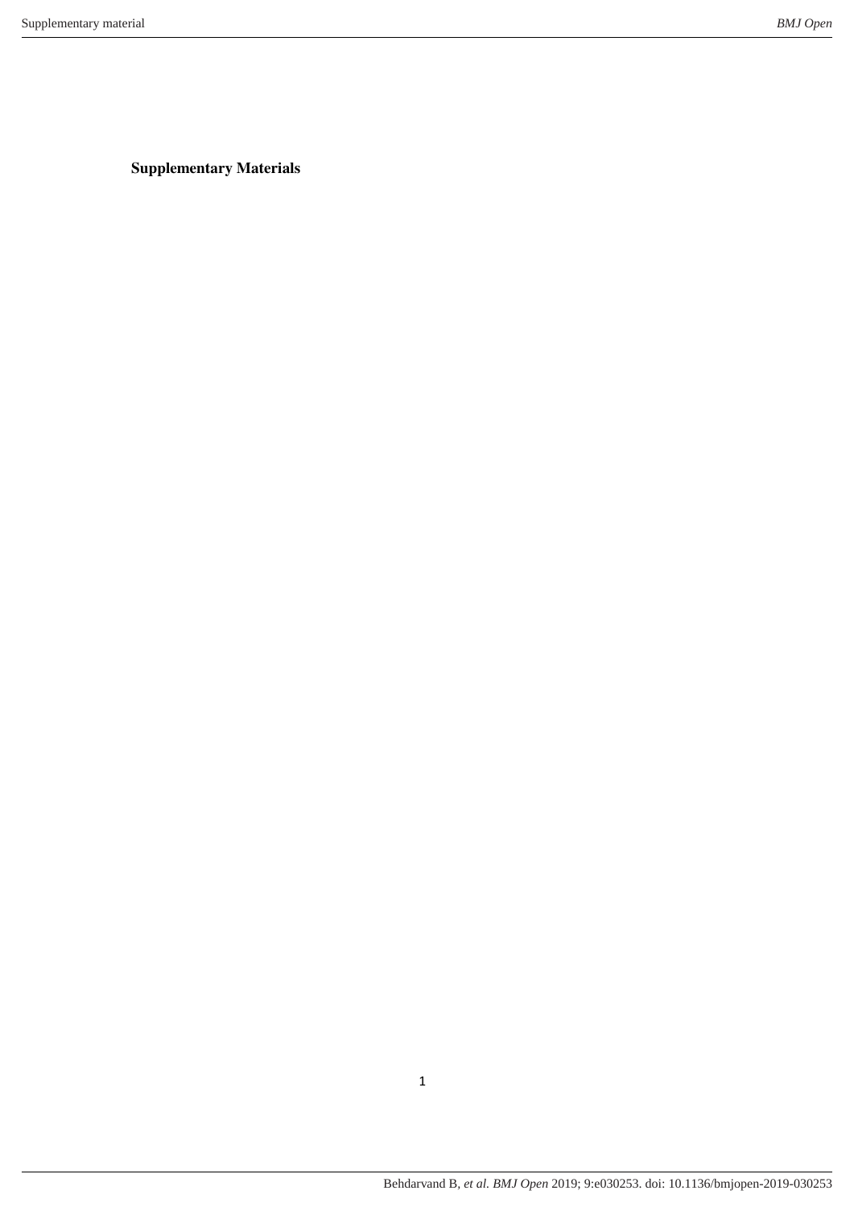**Supplementary Materials**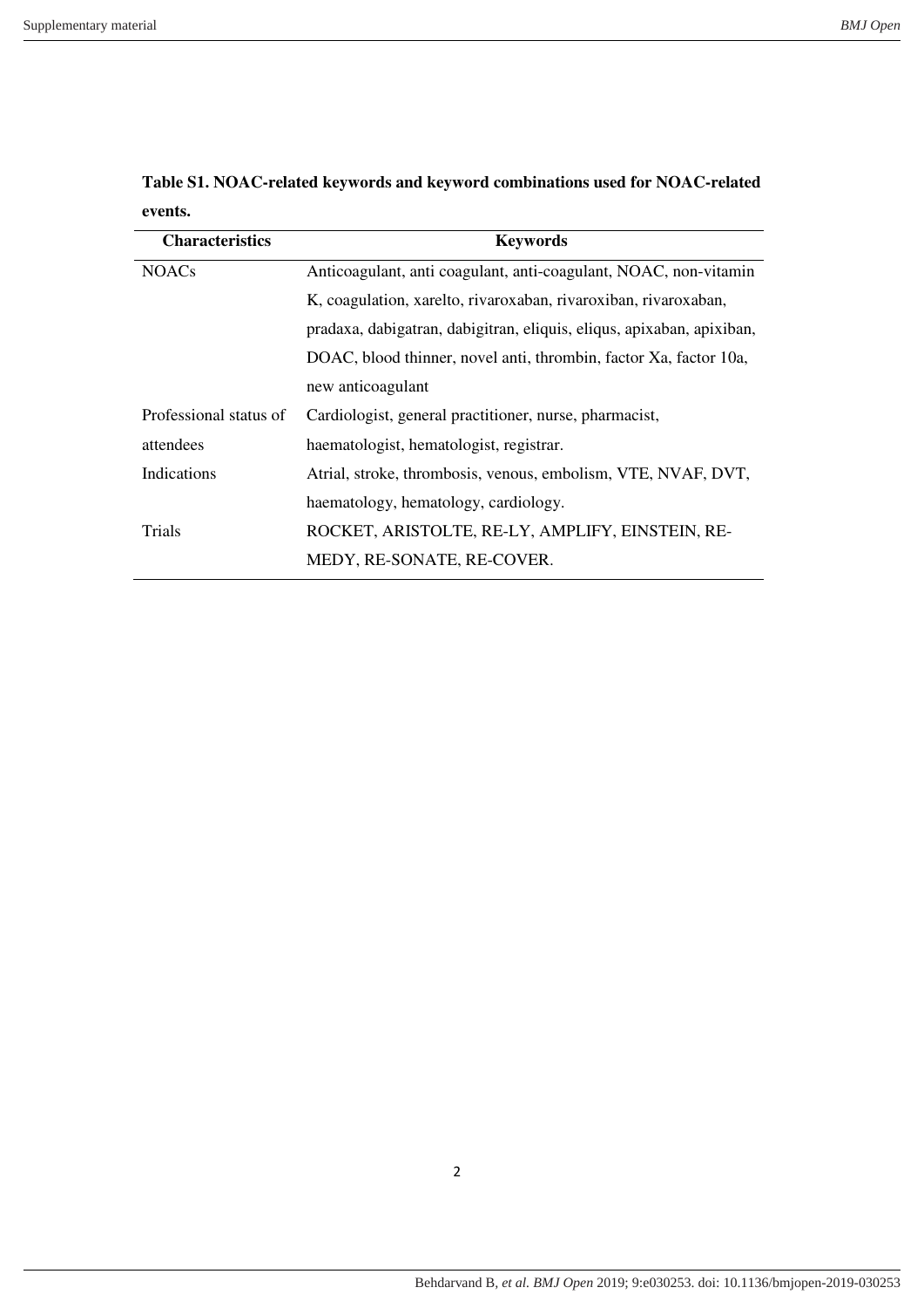**Table S1. NOAC-related keywords and keyword combinations used for NOAC-related events.**

| Characteristics | Keywords |
|---|---|
| NOACs | Anticoagulant, anti coagulant, anti-coagulant, NOAC, non-vitamin K, coagulation, xarelto, rivaroxaban, rivaroxiban, rivaroxaban, pradaxa, dabigatran, dabigitran, eliquis, eliqus, apixaban, apixiban, DOAC, blood thinner, novel anti, thrombin, factor Xa, factor 10a, new anticoagulant |
| Professional status of attendees | Cardiologist, general practitioner, nurse, pharmacist, haematologist, hematologist, registrar. |
| Indications | Atrial, stroke, thrombosis, venous, embolism, VTE, NVAF, DVT, haematology, hematology, cardiology. |
| Trials | ROCKET, ARISTOLTE, RE-LY, AMPLIFY, EINSTEIN, RE-MEDY, RE-SONATE, RE-COVER. |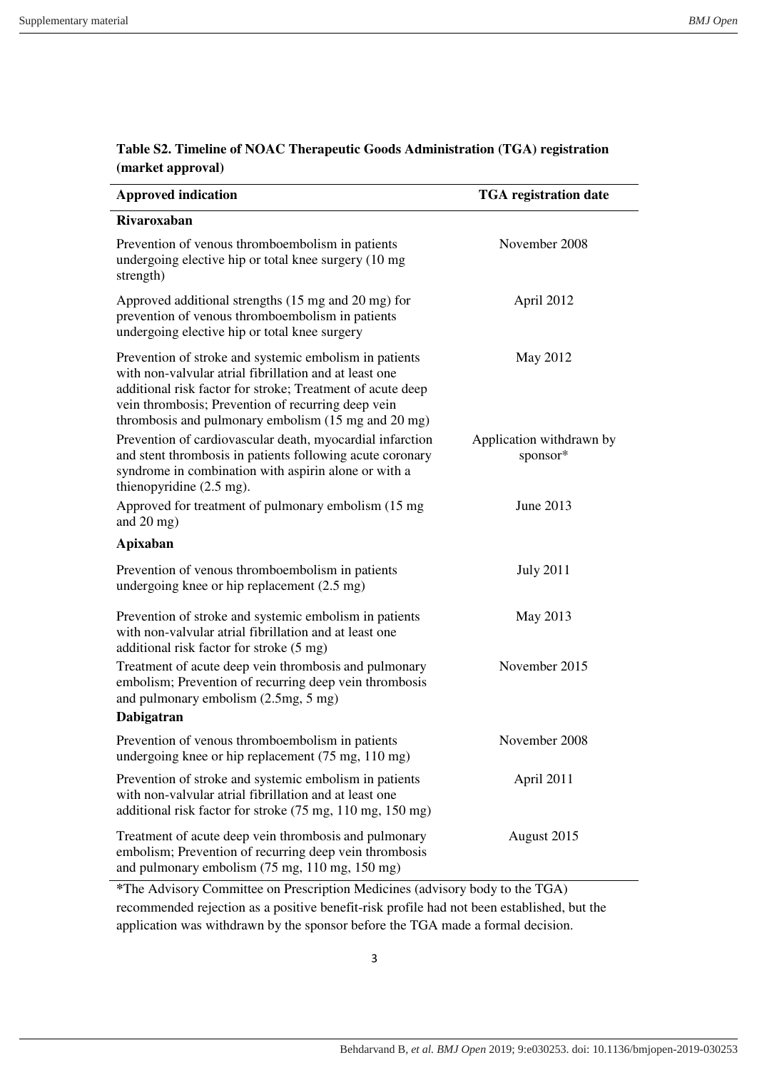**Table S2. Timeline of NOAC Therapeutic Goods Administration (TGA) registration (market approval)**

| Approved indication | TGA registration date |
|---|---|
| **Rivaroxaban** | |
| Prevention of venous thromboembolism in patients undergoing elective hip or total knee surgery (10 mg strength) | November 2008 |
| Approved additional strengths (15 mg and 20 mg) for prevention of venous thromboembolism in patients undergoing elective hip or total knee surgery | April 2012 |
| Prevention of stroke and systemic embolism in patients with non-valvular atrial fibrillation and at least one additional risk factor for stroke; Treatment of acute deep vein thrombosis; Prevention of recurring deep vein thrombosis and pulmonary embolism (15 mg and 20 mg) | May 2012 |
| Prevention of cardiovascular death, myocardial infarction and stent thrombosis in patients following acute coronary syndrome in combination with aspirin alone or with a thienopyridine (2.5 mg). | Application withdrawn by sponsor* |
| Approved for treatment of pulmonary embolism (15 mg and 20 mg) | June 2013 |
| **Apixaban** | |
| Prevention of venous thromboembolism in patients undergoing knee or hip replacement (2.5 mg) | July 2011 |
| Prevention of stroke and systemic embolism in patients with non-valvular atrial fibrillation and at least one additional risk factor for stroke (5 mg) | May 2013 |
| Treatment of acute deep vein thrombosis and pulmonary embolism; Prevention of recurring deep vein thrombosis and pulmonary embolism (2.5mg, 5 mg) | November 2015 |
| **Dabigatran** | |
| Prevention of venous thromboembolism in patients undergoing knee or hip replacement (75 mg, 110 mg) | November 2008 |
| Prevention of stroke and systemic embolism in patients with non-valvular atrial fibrillation and at least one additional risk factor for stroke (75 mg, 110 mg, 150 mg) | April 2011 |
| Treatment of acute deep vein thrombosis and pulmonary embolism; Prevention of recurring deep vein thrombosis and pulmonary embolism (75 mg, 110 mg, 150 mg) | August 2015 |

*The Advisory Committee on Prescription Medicines (advisory body to the TGA) recommended rejection as a positive benefit-risk profile had not been established, but the application was withdrawn by the sponsor before the TGA made a formal decision.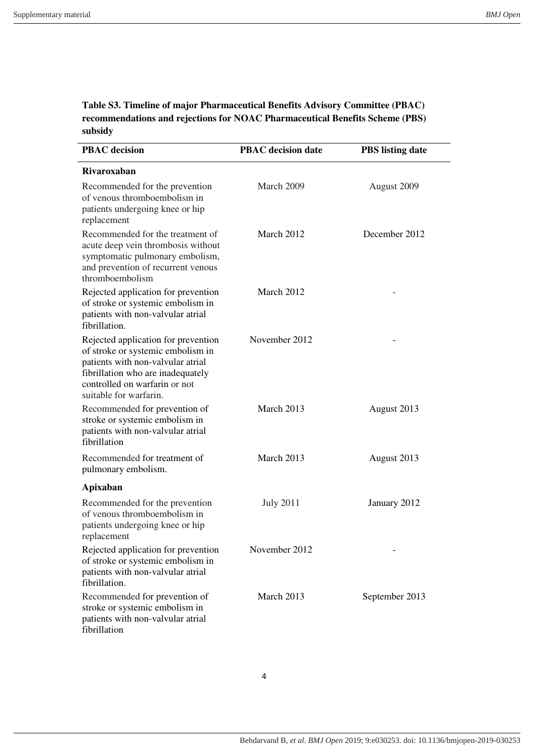**Table S3. Timeline of major Pharmaceutical Benefits Advisory Committee (PBAC) recommendations and rejections for NOAC Pharmaceutical Benefits Scheme (PBS) subsidy**

| PBAC decision | PBAC decision date | PBS listing date |
|---|---|---|
| **Rivaroxaban** | | |
| Recommended for the prevention of venous thromboembolism in patients undergoing knee or hip replacement | March 2009 | August 2009 |
| Recommended for the treatment of acute deep vein thrombosis without symptomatic pulmonary embolism, and prevention of recurrent venous thromboembolism | March 2012 | December 2012 |
| Rejected application for prevention of stroke or systemic embolism in patients with non-valvular atrial fibrillation. | March 2012 | - |
| Rejected application for prevention of stroke or systemic embolism in patients with non-valvular atrial fibrillation who are inadequately controlled on warfarin or not suitable for warfarin. | November 2012 | - |
| Recommended for prevention of stroke or systemic embolism in patients with non-valvular atrial fibrillation | March 2013 | August 2013 |
| Recommended for treatment of pulmonary embolism. | March 2013 | August 2013 |
| **Apixaban** | | |
| Recommended for the prevention of venous thromboembolism in patients undergoing knee or hip replacement | July 2011 | January 2012 |
| Rejected application for prevention of stroke or systemic embolism in patients with non-valvular atrial fibrillation. | November 2012 | - |
| Recommended for prevention of stroke or systemic embolism in patients with non-valvular atrial fibrillation | March 2013 | September 2013 |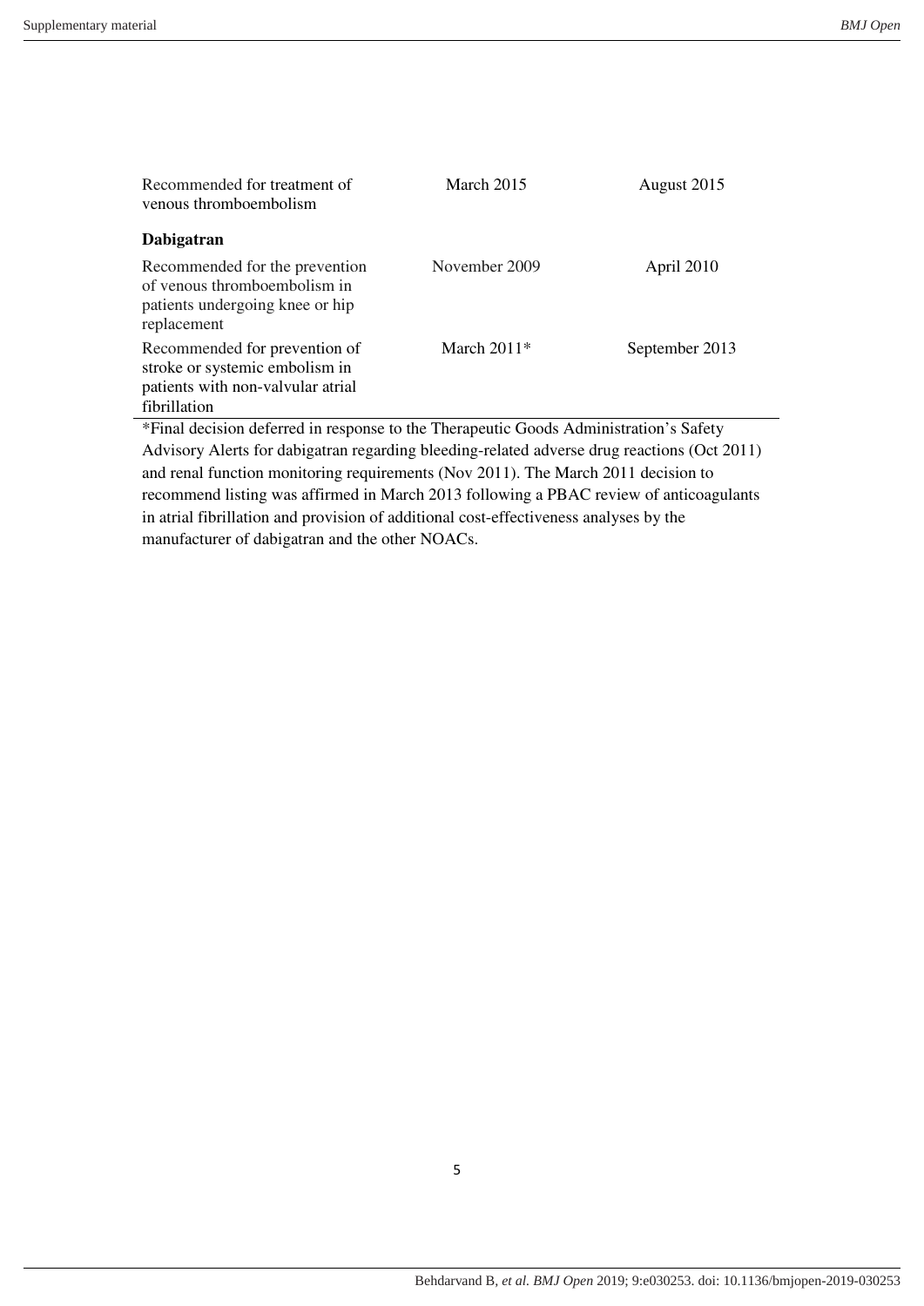| | | |
|---|---|---|
| Recommended for treatment of venous thromboembolism | March 2015 | August 2015 |
| **Dabigatran** | | |
| Recommended for the prevention of venous thromboembolism in patients undergoing knee or hip replacement | November 2009 | April 2010 |
| Recommended for prevention of stroke or systemic embolism in patients with non-valvular atrial fibrillation | March 2011* | September 2013 |

*Final decision deferred in response to the Therapeutic Goods Administration's Safety Advisory Alerts for dabigatran regarding bleeding-related adverse drug reactions (Oct 2011) and renal function monitoring requirements (Nov 2011). The March 2011 decision to recommend listing was affirmed in March 2013 following a PBAC review of anticoagulants in atrial fibrillation and provision of additional cost-effectiveness analyses by the manufacturer of dabigatran and the other NOACs.